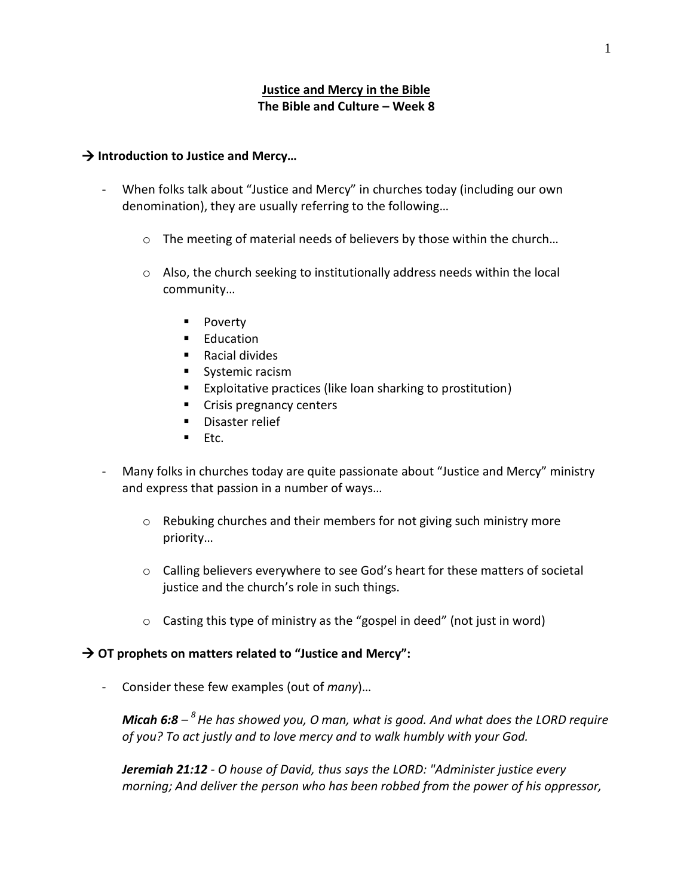**Justice and Mercy in the Bible**
**The Bible and Culture – Week 8**

### → Introduction to Justice and Mercy…

- When folks talk about "Justice and Mercy" in churches today (including our own denomination), they are usually referring to the following…
  - The meeting of material needs of believers by those within the church…
  - Also, the church seeking to institutionally address needs within the local community…
    - Poverty
    - Education
    - Racial divides
    - Systemic racism
    - Exploitative practices (like loan sharking to prostitution)
    - Crisis pregnancy centers
    - Disaster relief
    - Etc.
- Many folks in churches today are quite passionate about "Justice and Mercy" ministry and express that passion in a number of ways…
  - Rebuking churches and their members for not giving such ministry more priority…
  - Calling believers everywhere to see God's heart for these matters of societal justice and the church's role in such things.
  - Casting this type of ministry as the "gospel in deed" (not just in word)

### → OT prophets on matters related to "Justice and Mercy":

- Consider these few examples (out of *many*)…

  ***Micah 6:8*** *– [8] He has showed you, O man, what is good. And what does the LORD require of you? To act justly and to love mercy and to walk humbly with your God.*

  ***Jeremiah 21:12*** *- O house of David, thus says the LORD: "Administer justice every morning; And deliver the person who has been robbed from the power of his oppressor,*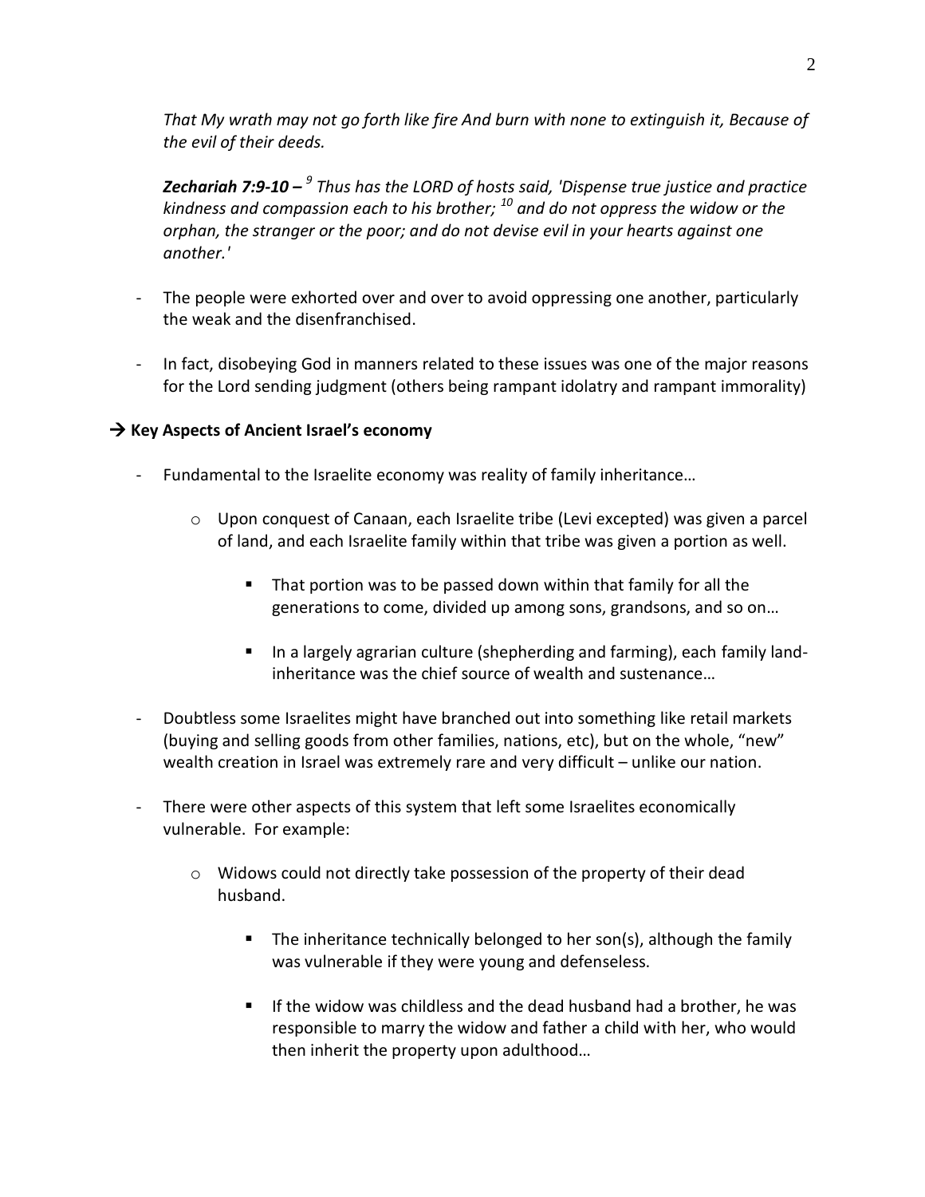*That My wrath may not go forth like fire And burn with none to extinguish it, Because of the evil of their deeds.*

***Zechariah 7:9-10 –*** *[9] Thus has the LORD of hosts said, 'Dispense true justice and practice kindness and compassion each to his brother; [10] and do not oppress the widow or the orphan, the stranger or the poor; and do not devise evil in your hearts against one another.'*

- The people were exhorted over and over to avoid oppressing one another, particularly the weak and the disenfranchised.

- In fact, disobeying God in manners related to these issues was one of the major reasons for the Lord sending judgment (others being rampant idolatry and rampant immorality)

**→ Key Aspects of Ancient Israel's economy**

- Fundamental to the Israelite economy was reality of family inheritance…
    - Upon conquest of Canaan, each Israelite tribe (Levi excepted) was given a parcel of land, and each Israelite family within that tribe was given a portion as well.
        - That portion was to be passed down within that family for all the generations to come, divided up among sons, grandsons, and so on…
        - In a largely agrarian culture (shepherding and farming), each family land-inheritance was the chief source of wealth and sustenance…

- Doubtless some Israelites might have branched out into something like retail markets (buying and selling goods from other families, nations, etc), but on the whole, "new" wealth creation in Israel was extremely rare and very difficult – unlike our nation.

- There were other aspects of this system that left some Israelites economically vulnerable. For example:
    - Widows could not directly take possession of the property of their dead husband.
        - The inheritance technically belonged to her son(s), although the family was vulnerable if they were young and defenseless.
        - If the widow was childless and the dead husband had a brother, he was responsible to marry the widow and father a child with her, who would then inherit the property upon adulthood…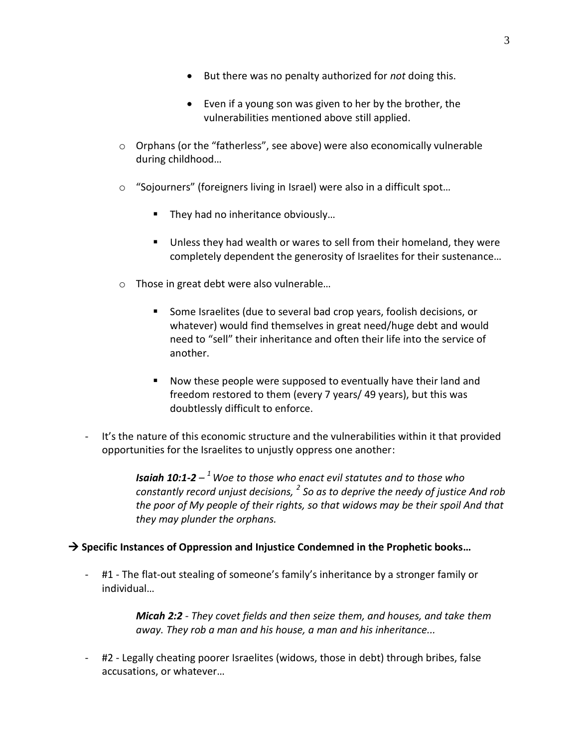- But there was no penalty authorized for *not* doing this.
    - Even if a young son was given to her by the brother, the vulnerabilities mentioned above still applied.
  - Orphans (or the "fatherless", see above) were also economically vulnerable during childhood…
  - "Sojourners" (foreigners living in Israel) were also in a difficult spot…
    - They had no inheritance obviously…
    - Unless they had wealth or wares to sell from their homeland, they were completely dependent the generosity of Israelites for their sustenance…
  - Those in great debt were also vulnerable…
    - Some Israelites (due to several bad crop years, foolish decisions, or whatever) would find themselves in great need/huge debt and would need to "sell" their inheritance and often their life into the service of another.
    - Now these people were supposed to eventually have their land and freedom restored to them (every 7 years/ 49 years), but this was doubtlessly difficult to enforce.

- It's the nature of this economic structure and the vulnerabilities within it that provided opportunities for the Israelites to unjustly oppress one another:

> ***Isaiah 10:1-2*** – *[1] Woe to those who enact evil statutes and to those who constantly record unjust decisions, [2] So as to deprive the needy of justice And rob the poor of My people of their rights, so that widows may be their spoil And that they may plunder the orphans.*

**→ Specific Instances of Oppression and Injustice Condemned in the Prophetic books…**

- #1 - The flat-out stealing of someone's family's inheritance by a stronger family or individual…

> ***Micah 2:2*** - *They covet fields and then seize them, and houses, and take them away. They rob a man and his house, a man and his inheritance...*

- #2 - Legally cheating poorer Israelites (widows, those in debt) through bribes, false accusations, or whatever…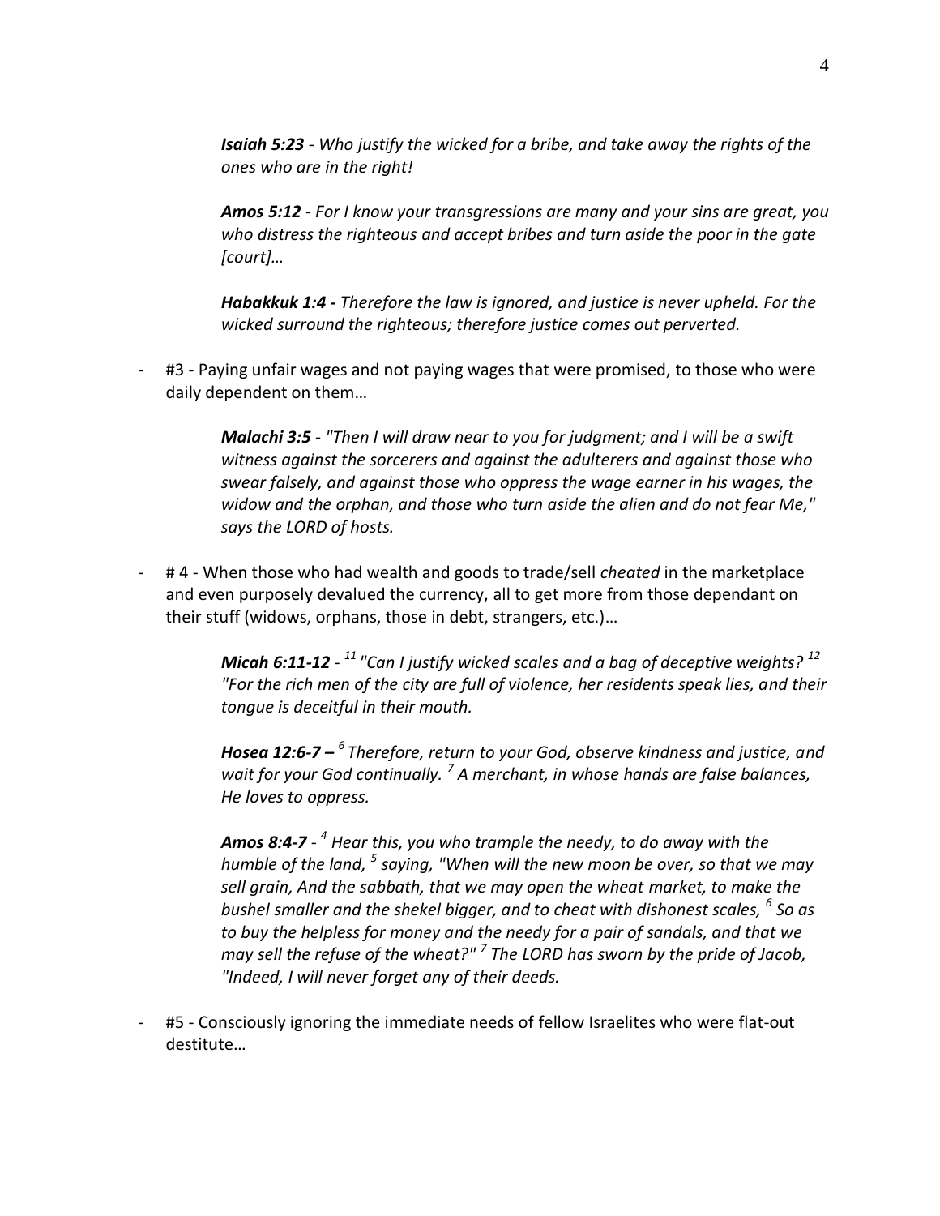***Isaiah 5:23*** *- Who justify the wicked for a bribe, and take away the rights of the ones who are in the right!*

***Amos 5:12*** *- For I know your transgressions are many and your sins are great, you who distress the righteous and accept bribes and turn aside the poor in the gate [court]…*

***Habakkuk 1:4 -*** *Therefore the law is ignored, and justice is never upheld. For the wicked surround the righteous; therefore justice comes out perverted.*

- #3 - Paying unfair wages and not paying wages that were promised, to those who were daily dependent on them…

***Malachi 3:5*** *- "Then I will draw near to you for judgment; and I will be a swift witness against the sorcerers and against the adulterers and against those who swear falsely, and against those who oppress the wage earner in his wages, the widow and the orphan, and those who turn aside the alien and do not fear Me," says the LORD of hosts.*

- # 4 - When those who had wealth and goods to trade/sell *cheated* in the marketplace and even purposely devalued the currency, all to get more from those dependant on their stuff (widows, orphans, those in debt, strangers, etc.)…

***Micah 6:11-12*** *- [11] "Can I justify wicked scales and a bag of deceptive weights? [12] "For the rich men of the city are full of violence, her residents speak lies, and their tongue is deceitful in their mouth.*

***Hosea 12:6-7 –*** *[6] Therefore, return to your God, observe kindness and justice, and wait for your God continually. [7] A merchant, in whose hands are false balances, He loves to oppress.*

***Amos 8:4-7*** *- [4] Hear this, you who trample the needy, to do away with the humble of the land, [5] saying, "When will the new moon be over, so that we may sell grain, And the sabbath, that we may open the wheat market, to make the bushel smaller and the shekel bigger, and to cheat with dishonest scales, [6] So as to buy the helpless for money and the needy for a pair of sandals, and that we may sell the refuse of the wheat?" [7] The LORD has sworn by the pride of Jacob, "Indeed, I will never forget any of their deeds.*

- #5 - Consciously ignoring the immediate needs of fellow Israelites who were flat-out destitute…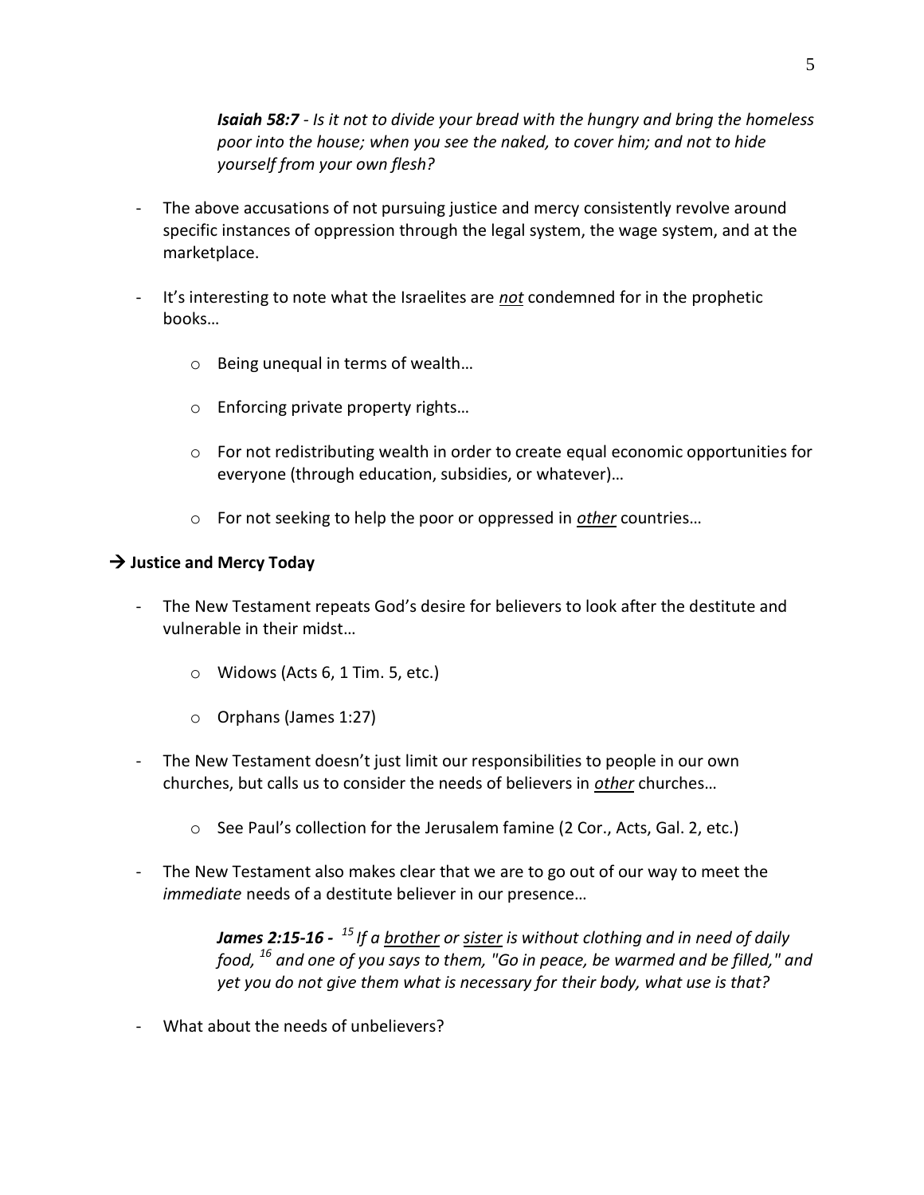> ***Isaiah 58:7*** *- Is it not to divide your bread with the hungry and bring the homeless poor into the house; when you see the naked, to cover him; and not to hide yourself from your own flesh?*

- The above accusations of not pursuing justice and mercy consistently revolve around specific instances of oppression through the legal system, the wage system, and at the marketplace.

- It's interesting to note what the Israelites are <u>*not*</u> condemned for in the prophetic books…

  - Being unequal in terms of wealth…

  - Enforcing private property rights…

  - For not redistributing wealth in order to create equal economic opportunities for everyone (through education, subsidies, or whatever)…

  - For not seeking to help the poor or oppressed in <u>*other*</u> countries…

### → Justice and Mercy Today

- The New Testament repeats God's desire for believers to look after the destitute and vulnerable in their midst…

  - Widows (Acts 6, 1 Tim. 5, etc.)

  - Orphans (James 1:27)

- The New Testament doesn't just limit our responsibilities to people in our own churches, but calls us to consider the needs of believers in <u>*other*</u> churches…

  - See Paul's collection for the Jerusalem famine (2 Cor., Acts, Gal. 2, etc.)

- The New Testament also makes clear that we are to go out of our way to meet the *immediate* needs of a destitute believer in our presence…

> ***James 2:15-16 -*** *[15] If a <u>brother</u> or <u>sister</u> is without clothing and in need of daily food, [16] and one of you says to them, "Go in peace, be warmed and be filled," and yet you do not give them what is necessary for their body, what use is that?*

- What about the needs of unbelievers?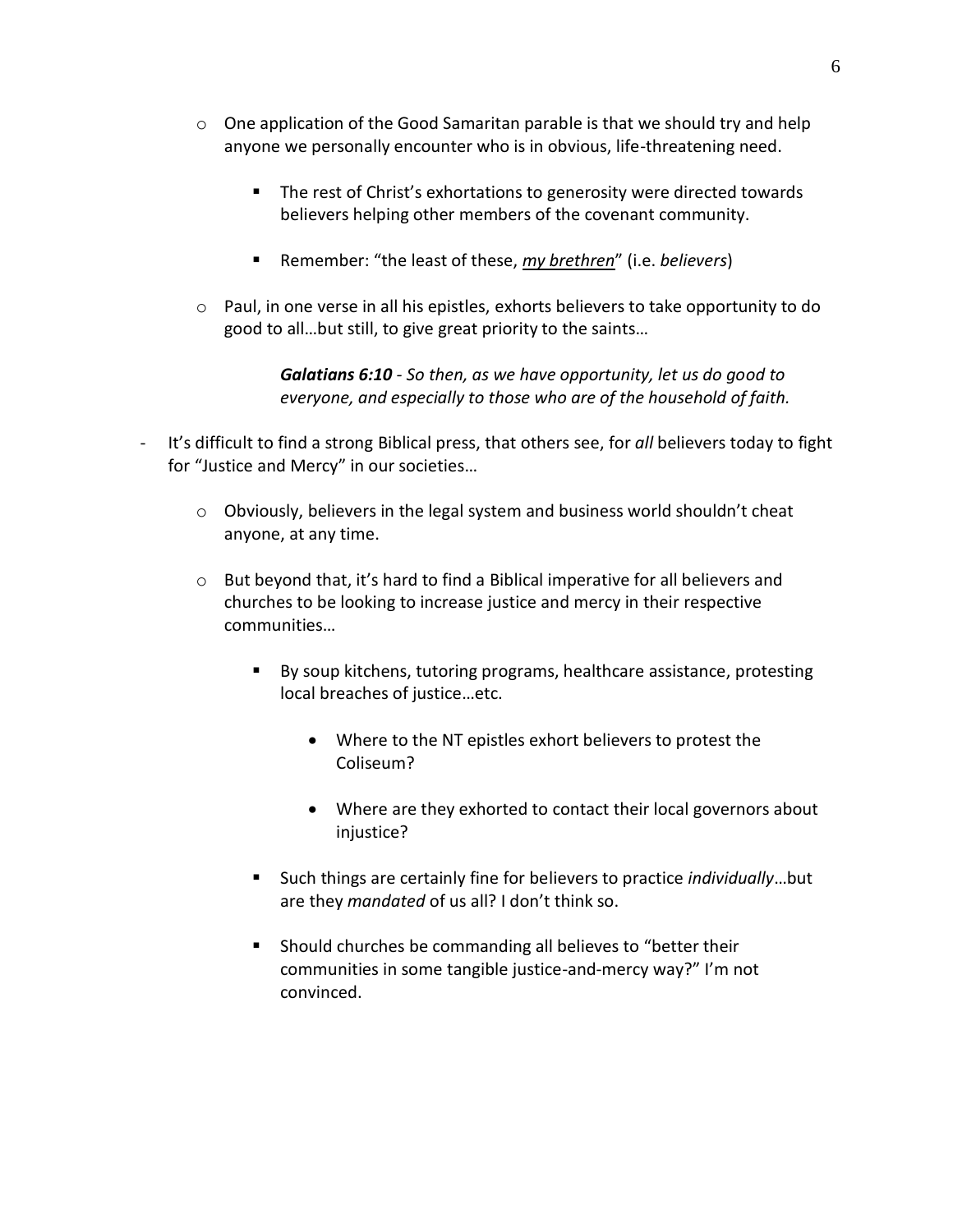- One application of the Good Samaritan parable is that we should try and help anyone we personally encounter who is in obvious, life-threatening need.

    - The rest of Christ's exhortations to generosity were directed towards believers helping other members of the covenant community.

    - Remember: "the least of these, <u>*my brethren*</u>" (i.e. *believers*)

  - Paul, in one verse in all his epistles, exhorts believers to take opportunity to do good to all…but still, to give great priority to the saints…

    > ***Galatians 6:10*** *- So then, as we have opportunity, let us do good to everyone, and especially to those who are of the household of faith.*

- It's difficult to find a strong Biblical press, that others see, for *all* believers today to fight for "Justice and Mercy" in our societies…

  - Obviously, believers in the legal system and business world shouldn't cheat anyone, at any time.

  - But beyond that, it's hard to find a Biblical imperative for all believers and churches to be looking to increase justice and mercy in their respective communities…

    - By soup kitchens, tutoring programs, healthcare assistance, protesting local breaches of justice…etc.

      - Where to the NT epistles exhort believers to protest the Coliseum?

      - Where are they exhorted to contact their local governors about injustice?

    - Such things are certainly fine for believers to practice *individually*…but are they *mandated* of us all? I don't think so.

    - Should churches be commanding all believes to "better their communities in some tangible justice-and-mercy way?" I'm not convinced.